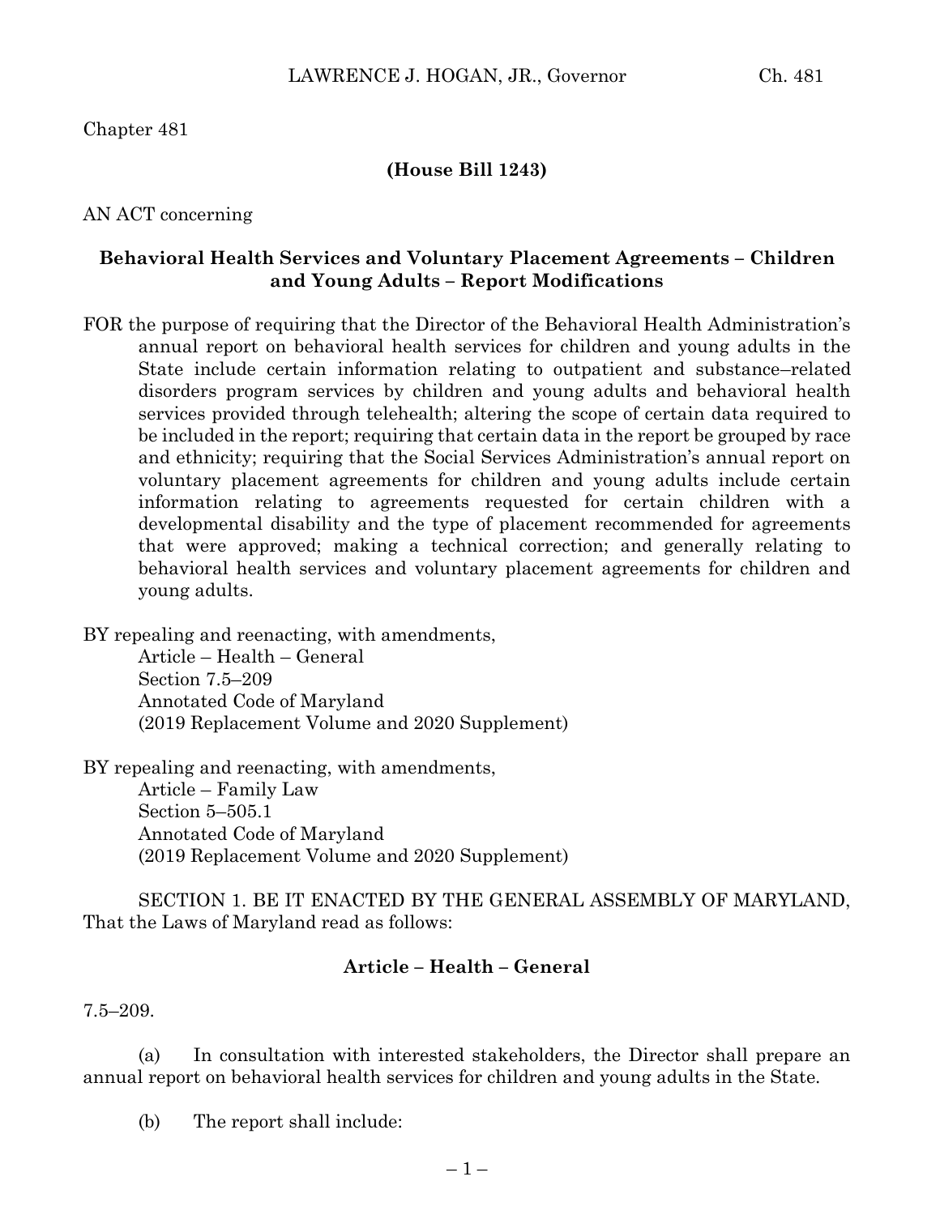Chapter 481

**(House Bill 1243)**

AN ACT concerning

**Behavioral Health Services and Voluntary Placement Agreements – Children and Young Adults – Report Modifications**

FOR the purpose of requiring that the Director of the Behavioral Health Administration's annual report on behavioral health services for children and young adults in the State include certain information relating to outpatient and substance–related disorders program services by children and young adults and behavioral health services provided through telehealth; altering the scope of certain data required to be included in the report; requiring that certain data in the report be grouped by race and ethnicity; requiring that the Social Services Administration's annual report on voluntary placement agreements for children and young adults include certain information relating to agreements requested for certain children with a developmental disability and the type of placement recommended for agreements that were approved; making a technical correction; and generally relating to behavioral health services and voluntary placement agreements for children and young adults.

BY repealing and reenacting, with amendments,
Article – Health – General
Section 7.5–209
Annotated Code of Maryland
(2019 Replacement Volume and 2020 Supplement)

BY repealing and reenacting, with amendments,
Article – Family Law
Section 5–505.1
Annotated Code of Maryland
(2019 Replacement Volume and 2020 Supplement)

SECTION 1. BE IT ENACTED BY THE GENERAL ASSEMBLY OF MARYLAND, That the Laws of Maryland read as follows:

**Article – Health – General**

7.5–209.

(a) In consultation with interested stakeholders, the Director shall prepare an annual report on behavioral health services for children and young adults in the State.

(b) The report shall include: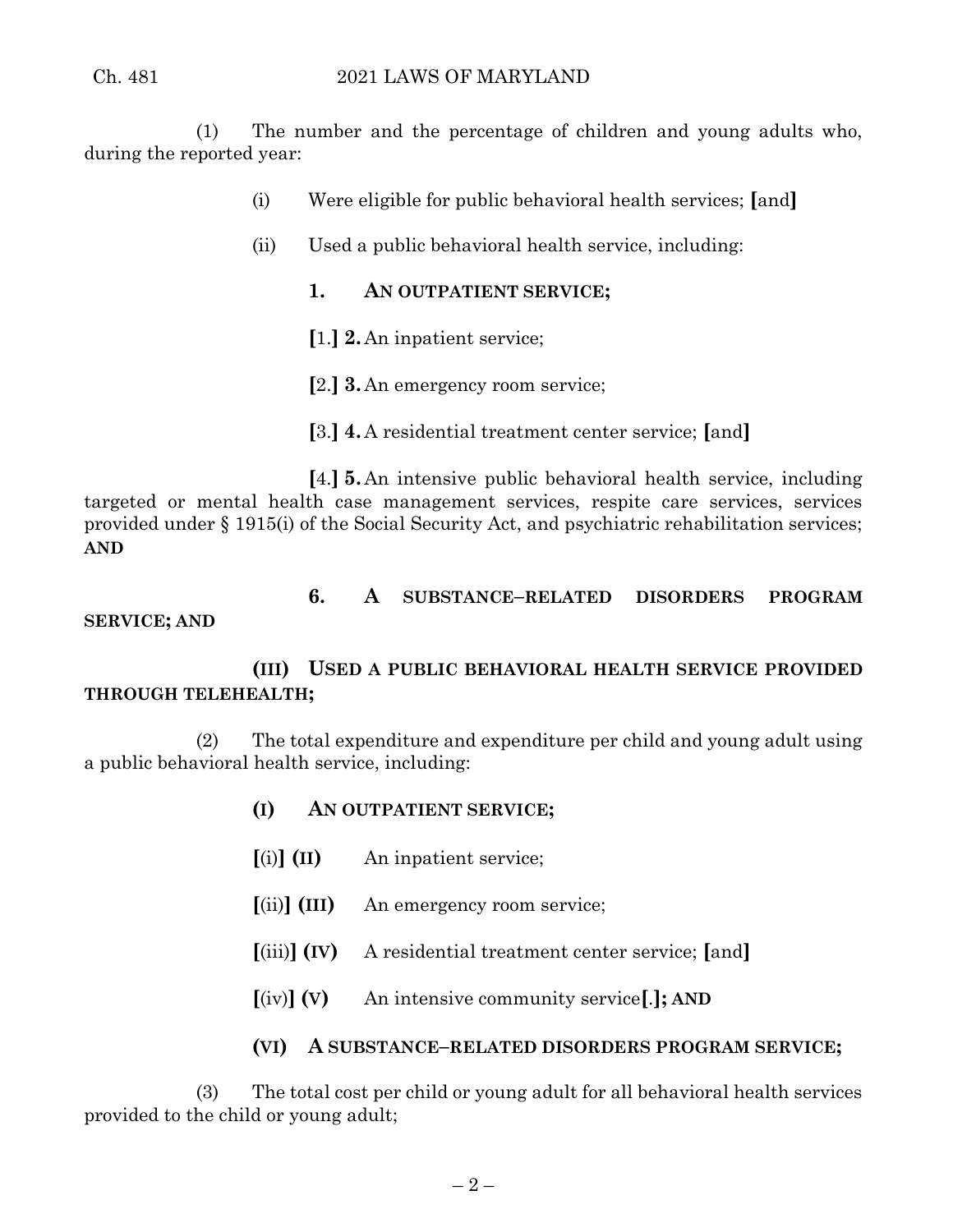(1) The number and the percentage of children and young adults who, during the reported year:

(i) Were eligible for public behavioral health services; **[**and**]**

(ii) Used a public behavioral health service, including:

**1. AN OUTPATIENT SERVICE;**

**[**1.**] 2.** An inpatient service;

**[**2.**] 3.** An emergency room service;

**[**3.**] 4.** A residential treatment center service; **[**and**]**

**[**4.**] 5.** An intensive public behavioral health service, including targeted or mental health case management services, respite care services, services provided under § 1915(i) of the Social Security Act, and psychiatric rehabilitation services; **AND**

**6. A SUBSTANCE–RELATED DISORDERS PROGRAM SERVICE; AND**

**(III) USED A PUBLIC BEHAVIORAL HEALTH SERVICE PROVIDED THROUGH TELEHEALTH;**

(2) The total expenditure and expenditure per child and young adult using a public behavioral health service, including:

**(I) AN OUTPATIENT SERVICE;**

**[**(i)**] (II)** An inpatient service;

**[**(ii)**] (III)** An emergency room service;

**[**(iii)**] (IV)** A residential treatment center service; **[**and**]**

**[**(iv)**] (V)** An intensive community service**[**.**]; AND**

**(VI) A SUBSTANCE–RELATED DISORDERS PROGRAM SERVICE;**

(3) The total cost per child or young adult for all behavioral health services provided to the child or young adult;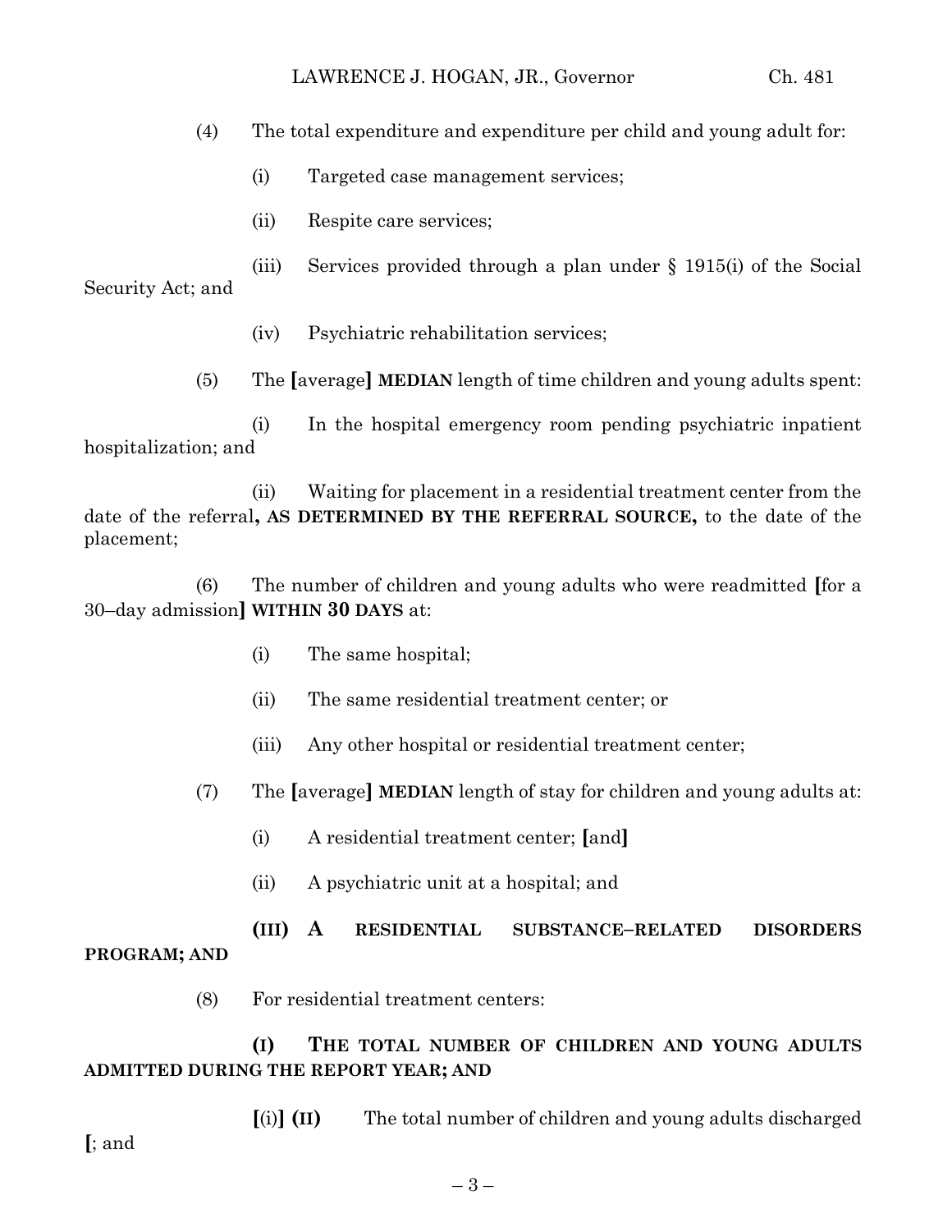(4) The total expenditure and expenditure per child and young adult for:

(i) Targeted case management services;

(ii) Respite care services;

(iii) Services provided through a plan under § 1915(i) of the Social Security Act; and

(iv) Psychiatric rehabilitation services;

(5) The **[**average**]** **MEDIAN** length of time children and young adults spent:

(i) In the hospital emergency room pending psychiatric inpatient hospitalization; and

(ii) Waiting for placement in a residential treatment center from the date of the referral**, AS DETERMINED BY THE REFERRAL SOURCE,** to the date of the placement;

(6) The number of children and young adults who were readmitted **[**for a 30–day admission**]** **WITHIN 30 DAYS** at:

(i) The same hospital;

(ii) The same residential treatment center; or

(iii) Any other hospital or residential treatment center;

(7) The **[**average**]** **MEDIAN** length of stay for children and young adults at:

(i) A residential treatment center; **[**and**]**

(ii) A psychiatric unit at a hospital; and

**(III) A RESIDENTIAL SUBSTANCE–RELATED DISORDERS PROGRAM; AND**

(8) For residential treatment centers:

**(I) THE TOTAL NUMBER OF CHILDREN AND YOUNG ADULTS ADMITTED DURING THE REPORT YEAR; AND**

**[**(i)**]** **(II)** The total number of children and young adults discharged **[**; and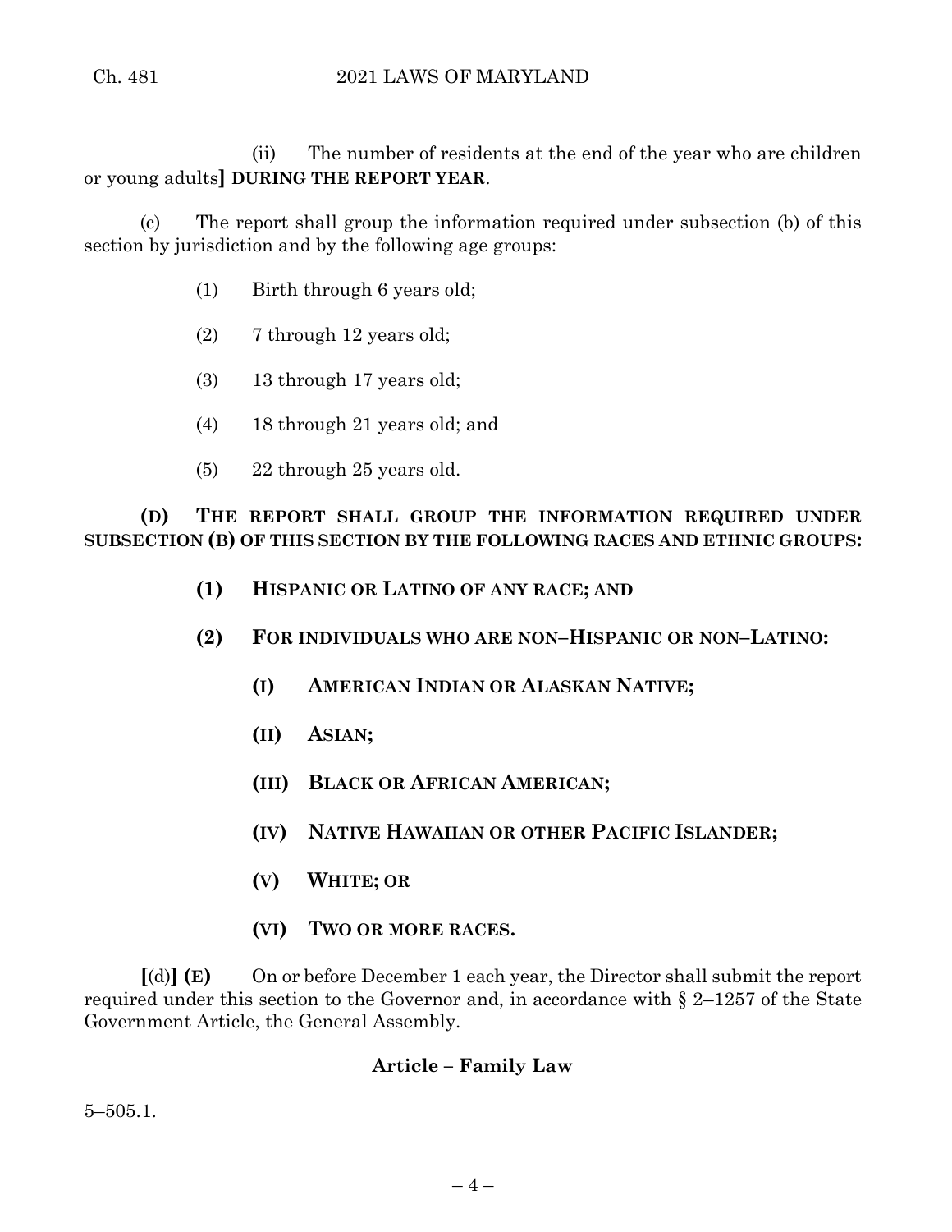(ii) The number of residents at the end of the year who are children or young adults] **DURING THE REPORT YEAR**.

(c) The report shall group the information required under subsection (b) of this section by jurisdiction and by the following age groups:

(1) Birth through 6 years old;

(2) 7 through 12 years old;

(3) 13 through 17 years old;

(4) 18 through 21 years old; and

(5) 22 through 25 years old.

**(D) THE REPORT SHALL GROUP THE INFORMATION REQUIRED UNDER SUBSECTION (B) OF THIS SECTION BY THE FOLLOWING RACES AND ETHNIC GROUPS:**

**(1) HISPANIC OR LATINO OF ANY RACE; AND**

**(2) FOR INDIVIDUALS WHO ARE NON–HISPANIC OR NON–LATINO:**

**(I) AMERICAN INDIAN OR ALASKAN NATIVE;**

**(II) ASIAN;**

**(III) BLACK OR AFRICAN AMERICAN;**

**(IV) NATIVE HAWAIIAN OR OTHER PACIFIC ISLANDER;**

**(V) WHITE; OR**

**(VI) TWO OR MORE RACES.**

[(d)] **(E)** On or before December 1 each year, the Director shall submit the report required under this section to the Governor and, in accordance with § 2–1257 of the State Government Article, the General Assembly.

**Article – Family Law**

5–505.1.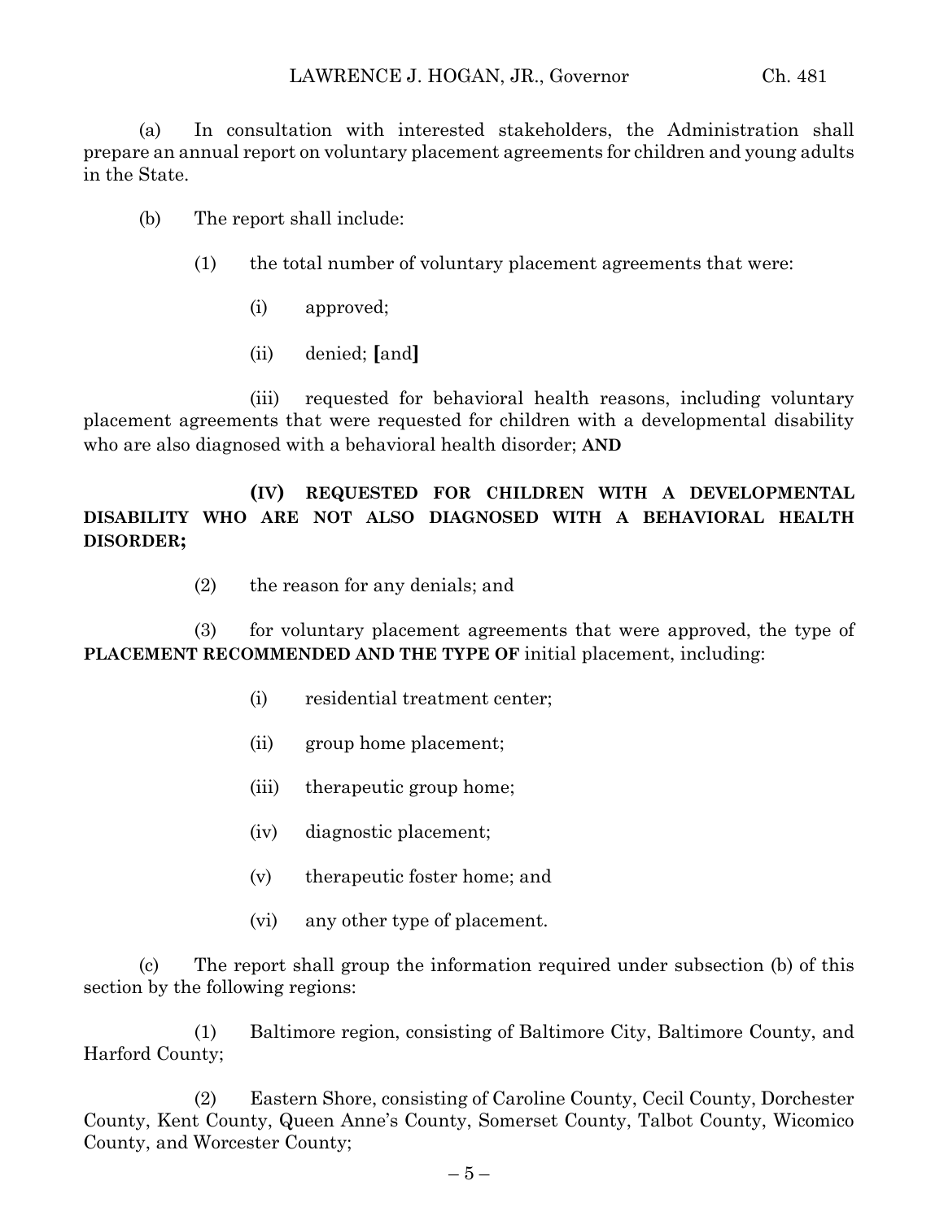(a) In consultation with interested stakeholders, the Administration shall prepare an annual report on voluntary placement agreements for children and young adults in the State.

(b) The report shall include:

(1) the total number of voluntary placement agreements that were:

(i) approved;

(ii) denied; **[**and**]**

(iii) requested for behavioral health reasons, including voluntary placement agreements that were requested for children with a developmental disability who are also diagnosed with a behavioral health disorder; **AND**

**(IV) REQUESTED FOR CHILDREN WITH A DEVELOPMENTAL DISABILITY WHO ARE NOT ALSO DIAGNOSED WITH A BEHAVIORAL HEALTH DISORDER;**

(2) the reason for any denials; and

(3) for voluntary placement agreements that were approved, the type of **PLACEMENT RECOMMENDED AND THE TYPE OF** initial placement, including:

(i) residential treatment center;

(ii) group home placement;

(iii) therapeutic group home;

(iv) diagnostic placement;

(v) therapeutic foster home; and

(vi) any other type of placement.

(c) The report shall group the information required under subsection (b) of this section by the following regions:

(1) Baltimore region, consisting of Baltimore City, Baltimore County, and Harford County;

(2) Eastern Shore, consisting of Caroline County, Cecil County, Dorchester County, Kent County, Queen Anne's County, Somerset County, Talbot County, Wicomico County, and Worcester County;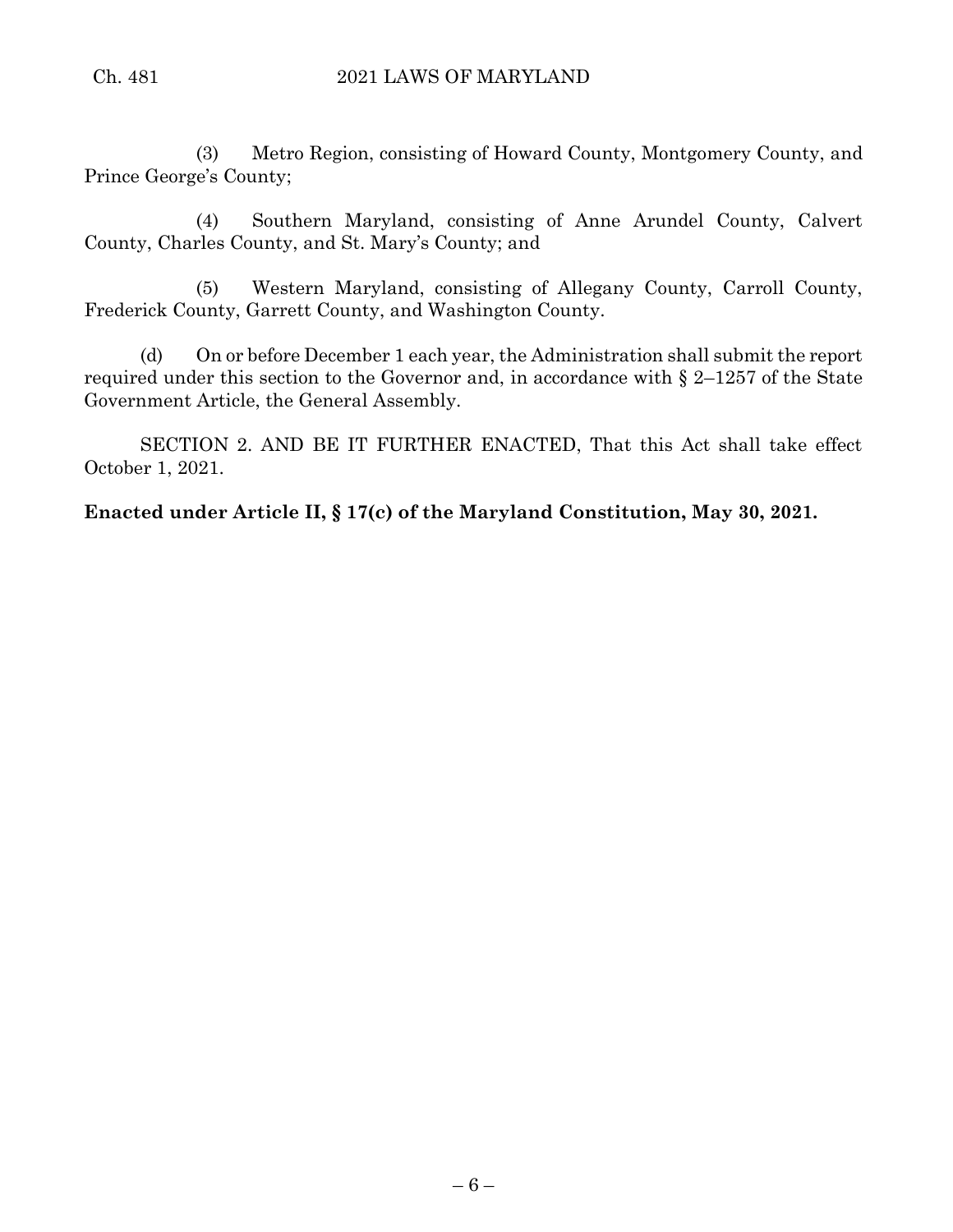(3) Metro Region, consisting of Howard County, Montgomery County, and Prince George's County;

(4) Southern Maryland, consisting of Anne Arundel County, Calvert County, Charles County, and St. Mary's County; and

(5) Western Maryland, consisting of Allegany County, Carroll County, Frederick County, Garrett County, and Washington County.

(d) On or before December 1 each year, the Administration shall submit the report required under this section to the Governor and, in accordance with § 2–1257 of the State Government Article, the General Assembly.

SECTION 2. AND BE IT FURTHER ENACTED, That this Act shall take effect October 1, 2021.

**Enacted under Article II, § 17(c) of the Maryland Constitution, May 30, 2021.**